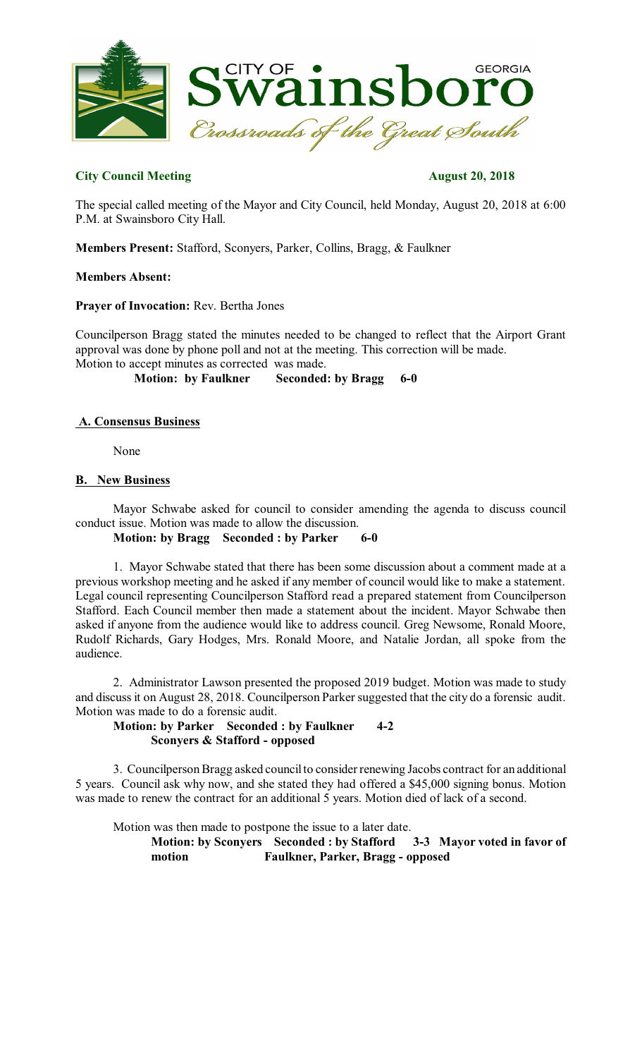CITY OF **Swainsboro** GEORGIA
*Crossroads of the Great South*

**City Council Meeting** **August 20, 2018**

The special called meeting of the Mayor and City Council, held Monday, August 20, 2018 at 6:00 P.M. at Swainsboro City Hall.

**Members Present:** Stafford, Sconyers, Parker, Collins, Bragg, & Faulkner

**Members Absent:**

**Prayer of Invocation:** Rev. Bertha Jones

Councilperson Bragg stated the minutes needed to be changed to reflect that the Airport Grant approval was done by phone poll and not at the meeting. This correction will be made.
Motion to accept minutes as corrected was made.

**Motion: by Faulkner Seconded: by Bragg 6-0**

## A. Consensus Business

None

## B. New Business

Mayor Schwabe asked for council to consider amending the agenda to discuss council conduct issue. Motion was made to allow the discussion.

**Motion: by Bragg Seconded : by Parker 6-0**

1. Mayor Schwabe stated that there has been some discussion about a comment made at a previous workshop meeting and he asked if any member of council would like to make a statement. Legal council representing Councilperson Stafford read a prepared statement from Councilperson Stafford. Each Council member then made a statement about the incident. Mayor Schwabe then asked if anyone from the audience would like to address council. Greg Newsome, Ronald Moore, Rudolf Richards, Gary Hodges, Mrs. Ronald Moore, and Natalie Jordan, all spoke from the audience.

2. Administrator Lawson presented the proposed 2019 budget. Motion was made to study and discuss it on August 28, 2018. Councilperson Parker suggested that the city do a forensic audit. Motion was made to do a forensic audit.

**Motion: by Parker Seconded : by Faulkner 4-2**
**Sconyers & Stafford - opposed**

3. Councilperson Bragg asked council to consider renewing Jacobs contract for an additional 5 years. Council ask why now, and she stated they had offered a $45,000 signing bonus. Motion was made to renew the contract for an additional 5 years. Motion died of lack of a second.

Motion was then made to postpone the issue to a later date.

**Motion: by Sconyers Seconded : by Stafford 3-3 Mayor voted in favor of motion Faulkner, Parker, Bragg - opposed**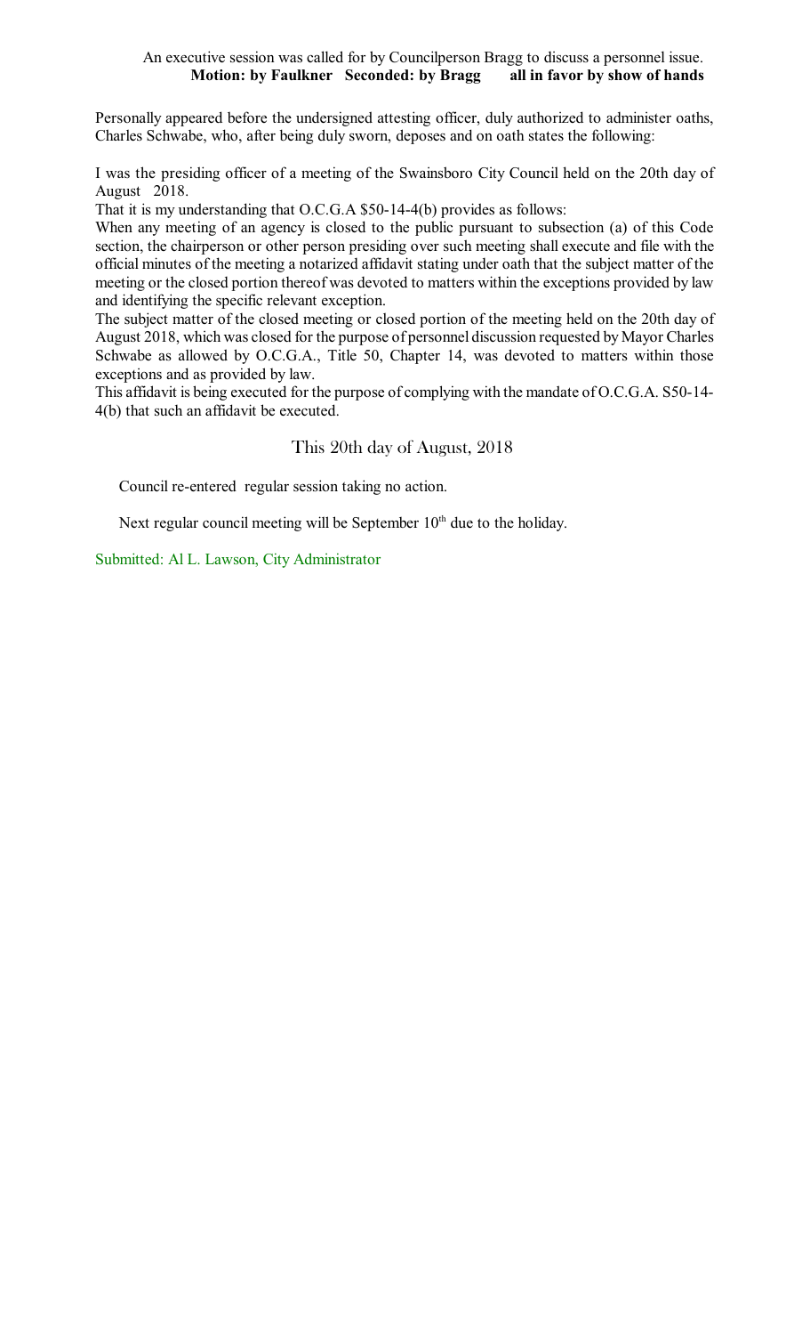An executive session was called for by Councilperson Bragg to discuss a personnel issue.
**Motion: by Faulkner Seconded: by Bragg all in favor by show of hands**

Personally appeared before the undersigned attesting officer, duly authorized to administer oaths, Charles Schwabe, who, after being duly sworn, deposes and on oath states the following:

I was the presiding officer of a meeting of the Swainsboro City Council held on the 20th day of August 2018.

That it is my understanding that O.C.G.A $50-14-4(b) provides as follows:

When any meeting of an agency is closed to the public pursuant to subsection (a) of this Code section, the chairperson or other person presiding over such meeting shall execute and file with the official minutes of the meeting a notarized affidavit stating under oath that the subject matter of the meeting or the closed portion thereof was devoted to matters within the exceptions provided by law and identifying the specific relevant exception.

The subject matter of the closed meeting or closed portion of the meeting held on the 20th day of August 2018, which was closed for the purpose of personnel discussion requested by Mayor Charles Schwabe as allowed by O.C.G.A., Title 50, Chapter 14, was devoted to matters within those exceptions and as provided by law.

This affidavit is being executed for the purpose of complying with the mandate of O.C.G.A. S50-14-4(b) that such an affidavit be executed.

This 20th day of August, 2018

Council re-entered regular session taking no action.

Next regular council meeting will be September 10th due to the holiday.

Submitted: Al L. Lawson, City Administrator